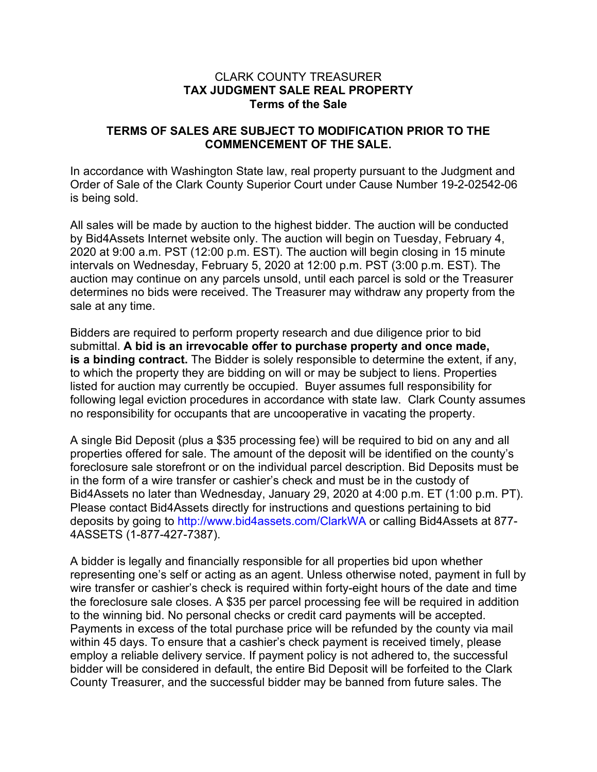# CLARK COUNTY TREASURER
## TAX JUDGMENT SALE REAL PROPERTY
### Terms of the Sale

**TERMS OF SALES ARE SUBJECT TO MODIFICATION PRIOR TO THE COMMENCEMENT OF THE SALE.**

In accordance with Washington State law, real property pursuant to the Judgment and Order of Sale of the Clark County Superior Court under Cause Number 19-2-02542-06 is being sold.

All sales will be made by auction to the highest bidder. The auction will be conducted by Bid4Assets Internet website only. The auction will begin on Tuesday, February 4, 2020 at 9:00 a.m. PST (12:00 p.m. EST). The auction will begin closing in 15 minute intervals on Wednesday, February 5, 2020 at 12:00 p.m. PST (3:00 p.m. EST). The auction may continue on any parcels unsold, until each parcel is sold or the Treasurer determines no bids were received. The Treasurer may withdraw any property from the sale at any time.

Bidders are required to perform property research and due diligence prior to bid submittal. **A bid is an irrevocable offer to purchase property and once made, is a binding contract.** The Bidder is solely responsible to determine the extent, if any, to which the property they are bidding on will or may be subject to liens. Properties listed for auction may currently be occupied. Buyer assumes full responsibility for following legal eviction procedures in accordance with state law. Clark County assumes no responsibility for occupants that are uncooperative in vacating the property.

A single Bid Deposit (plus a $35 processing fee) will be required to bid on any and all properties offered for sale. The amount of the deposit will be identified on the county's foreclosure sale storefront or on the individual parcel description. Bid Deposits must be in the form of a wire transfer or cashier's check and must be in the custody of Bid4Assets no later than Wednesday, January 29, 2020 at 4:00 p.m. ET (1:00 p.m. PT). Please contact Bid4Assets directly for instructions and questions pertaining to bid deposits by going to http://www.bid4assets.com/ClarkWA or calling Bid4Assets at 877-4ASSETS (1-877-427-7387).

A bidder is legally and financially responsible for all properties bid upon whether representing one's self or acting as an agent. Unless otherwise noted, payment in full by wire transfer or cashier's check is required within forty-eight hours of the date and time the foreclosure sale closes. A $35 per parcel processing fee will be required in addition to the winning bid. No personal checks or credit card payments will be accepted. Payments in excess of the total purchase price will be refunded by the county via mail within 45 days. To ensure that a cashier's check payment is received timely, please employ a reliable delivery service. If payment policy is not adhered to, the successful bidder will be considered in default, the entire Bid Deposit will be forfeited to the Clark County Treasurer, and the successful bidder may be banned from future sales. The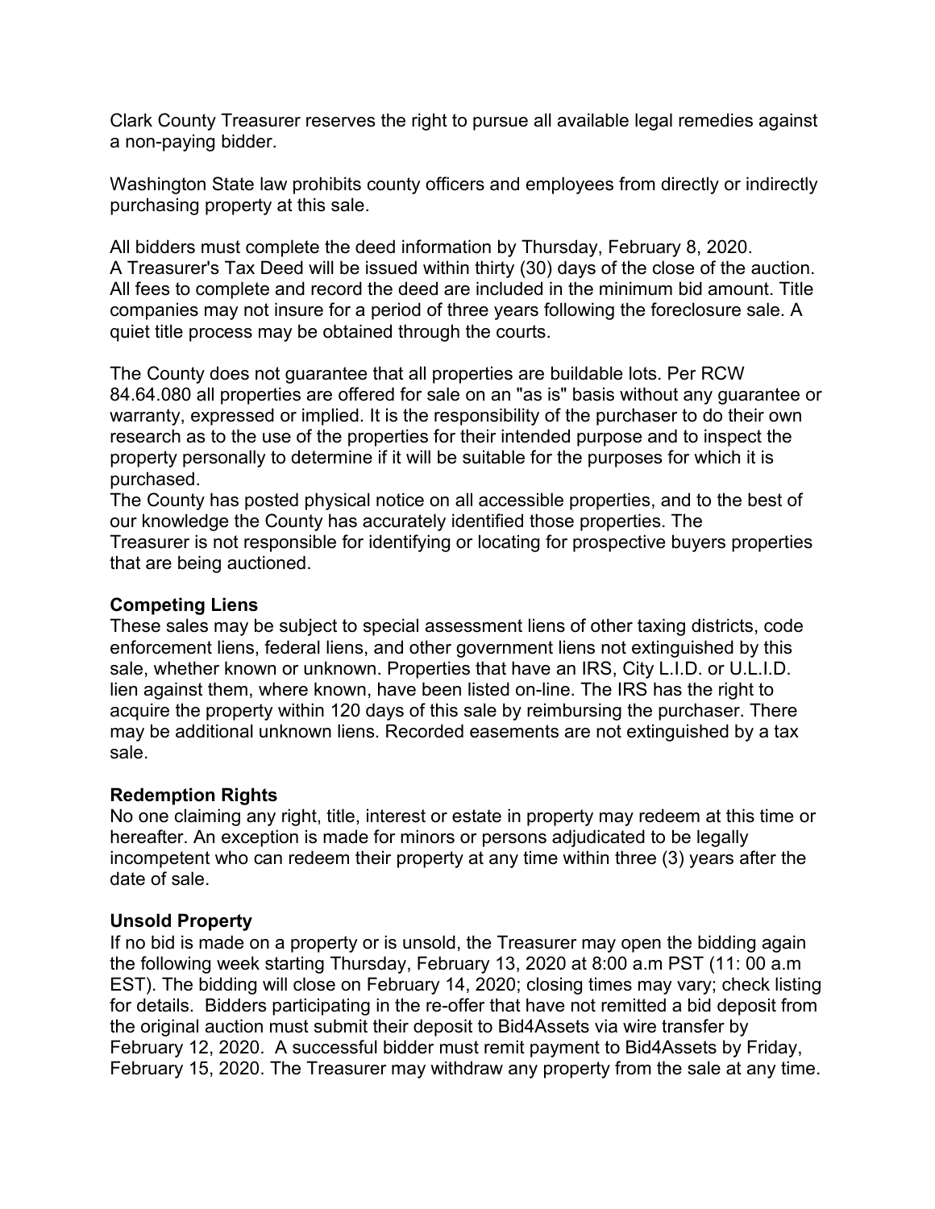Clark County Treasurer reserves the right to pursue all available legal remedies against a non-paying bidder.

Washington State law prohibits county officers and employees from directly or indirectly purchasing property at this sale.

All bidders must complete the deed information by Thursday, February 8, 2020.
A Treasurer's Tax Deed will be issued within thirty (30) days of the close of the auction. All fees to complete and record the deed are included in the minimum bid amount. Title companies may not insure for a period of three years following the foreclosure sale. A quiet title process may be obtained through the courts.

The County does not guarantee that all properties are buildable lots. Per RCW 84.64.080 all properties are offered for sale on an "as is" basis without any guarantee or warranty, expressed or implied. It is the responsibility of the purchaser to do their own research as to the use of the properties for their intended purpose and to inspect the property personally to determine if it will be suitable for the purposes for which it is purchased.
The County has posted physical notice on all accessible properties, and to the best of our knowledge the County has accurately identified those properties. The Treasurer is not responsible for identifying or locating for prospective buyers properties that are being auctioned.

**Competing Liens**
These sales may be subject to special assessment liens of other taxing districts, code enforcement liens, federal liens, and other government liens not extinguished by this sale, whether known or unknown. Properties that have an IRS, City L.I.D. or U.L.I.D. lien against them, where known, have been listed on-line. The IRS has the right to acquire the property within 120 days of this sale by reimbursing the purchaser. There may be additional unknown liens. Recorded easements are not extinguished by a tax sale.

**Redemption Rights**
No one claiming any right, title, interest or estate in property may redeem at this time or hereafter. An exception is made for minors or persons adjudicated to be legally incompetent who can redeem their property at any time within three (3) years after the date of sale.

**Unsold Property**
If no bid is made on a property or is unsold, the Treasurer may open the bidding again the following week starting Thursday, February 13, 2020 at 8:00 a.m PST (11: 00 a.m EST). The bidding will close on February 14, 2020; closing times may vary; check listing for details. Bidders participating in the re-offer that have not remitted a bid deposit from the original auction must submit their deposit to Bid4Assets via wire transfer by February 12, 2020. A successful bidder must remit payment to Bid4Assets by Friday, February 15, 2020. The Treasurer may withdraw any property from the sale at any time.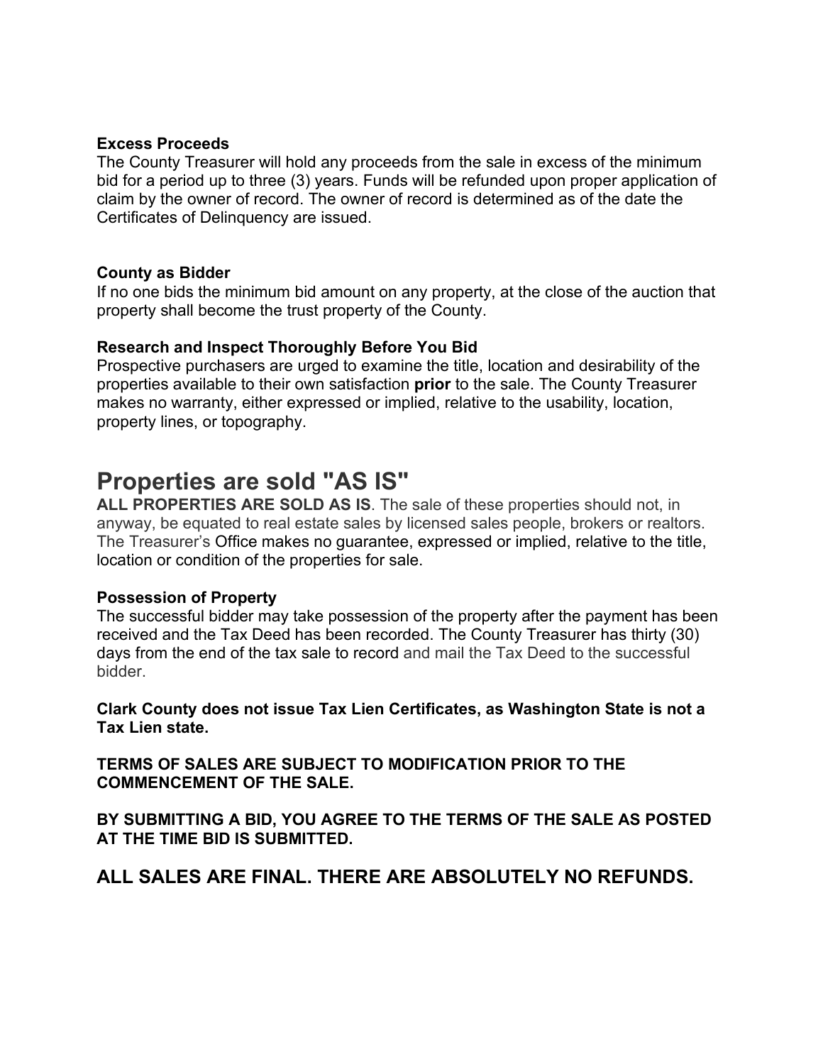**Excess Proceeds**
The County Treasurer will hold any proceeds from the sale in excess of the minimum bid for a period up to three (3) years. Funds will be refunded upon proper application of claim by the owner of record. The owner of record is determined as of the date the Certificates of Delinquency are issued.

**County as Bidder**
If no one bids the minimum bid amount on any property, at the close of the auction that property shall become the trust property of the County.

**Research and Inspect Thoroughly Before You Bid**
Prospective purchasers are urged to examine the title, location and desirability of the properties available to their own satisfaction **prior** to the sale. The County Treasurer makes no warranty, either expressed or implied, relative to the usability, location, property lines, or topography.

## Properties are sold "AS IS"

**ALL PROPERTIES ARE SOLD AS IS**. The sale of these properties should not, in anyway, be equated to real estate sales by licensed sales people, brokers or realtors. The Treasurer's Office makes no guarantee, expressed or implied, relative to the title, location or condition of the properties for sale.

**Possession of Property**
The successful bidder may take possession of the property after the payment has been received and the Tax Deed has been recorded. The County Treasurer has thirty (30) days from the end of the tax sale to record and mail the Tax Deed to the successful bidder.

**Clark County does not issue Tax Lien Certificates, as Washington State is not a Tax Lien state.**

**TERMS OF SALES ARE SUBJECT TO MODIFICATION PRIOR TO THE COMMENCEMENT OF THE SALE.**

**BY SUBMITTING A BID, YOU AGREE TO THE TERMS OF THE SALE AS POSTED AT THE TIME BID IS SUBMITTED.**

### ALL SALES ARE FINAL. THERE ARE ABSOLUTELY NO REFUNDS.